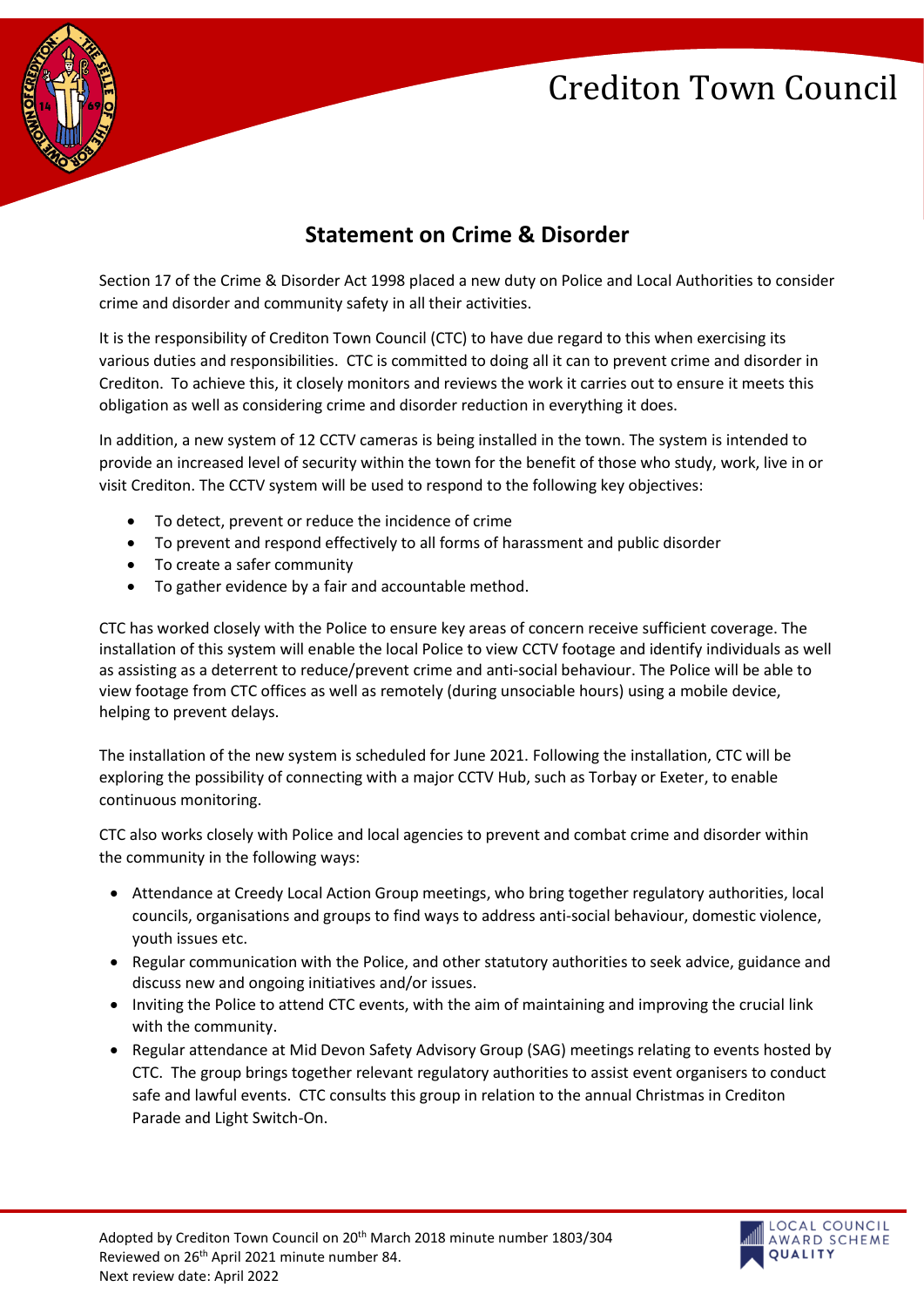# Crediton Town Council

## Statement on Crime & Disorder

Section 17 of the Crime & Disorder Act 1998 placed a new duty on Police and Local Authorities to consider crime and disorder and community safety in all their activities.

It is the responsibility of Crediton Town Council (CTC) to have due regard to this when exercising its various duties and responsibilities. CTC is committed to doing all it can to prevent crime and disorder in Crediton. To achieve this, it closely monitors and reviews the work it carries out to ensure it meets this obligation as well as considering crime and disorder reduction in everything it does.

In addition, a new system of 12 CCTV cameras is being installed in the town. The system is intended to provide an increased level of security within the town for the benefit of those who study, work, live in or visit Crediton. The CCTV system will be used to respond to the following key objectives:

- To detect, prevent or reduce the incidence of crime
- To prevent and respond effectively to all forms of harassment and public disorder
- To create a safer community
- To gather evidence by a fair and accountable method.

CTC has worked closely with the Police to ensure key areas of concern receive sufficient coverage. The installation of this system will enable the local Police to view CCTV footage and identify individuals as well as assisting as a deterrent to reduce/prevent crime and anti-social behaviour. The Police will be able to view footage from CTC offices as well as remotely (during unsociable hours) using a mobile device, helping to prevent delays.

The installation of the new system is scheduled for June 2021. Following the installation, CTC will be exploring the possibility of connecting with a major CCTV Hub, such as Torbay or Exeter, to enable continuous monitoring.

CTC also works closely with Police and local agencies to prevent and combat crime and disorder within the community in the following ways:

- Attendance at Creedy Local Action Group meetings, who bring together regulatory authorities, local councils, organisations and groups to find ways to address anti-social behaviour, domestic violence, youth issues etc.
- Regular communication with the Police, and other statutory authorities to seek advice, guidance and discuss new and ongoing initiatives and/or issues.
- Inviting the Police to attend CTC events, with the aim of maintaining and improving the crucial link with the community.
- Regular attendance at Mid Devon Safety Advisory Group (SAG) meetings relating to events hosted by CTC. The group brings together relevant regulatory authorities to assist event organisers to conduct safe and lawful events. CTC consults this group in relation to the annual Christmas in Crediton Parade and Light Switch-On.

Adopted by Crediton Town Council on 20th March 2018 minute number 1803/304
Reviewed on 26th April 2021 minute number 84.
Next review date: April 2022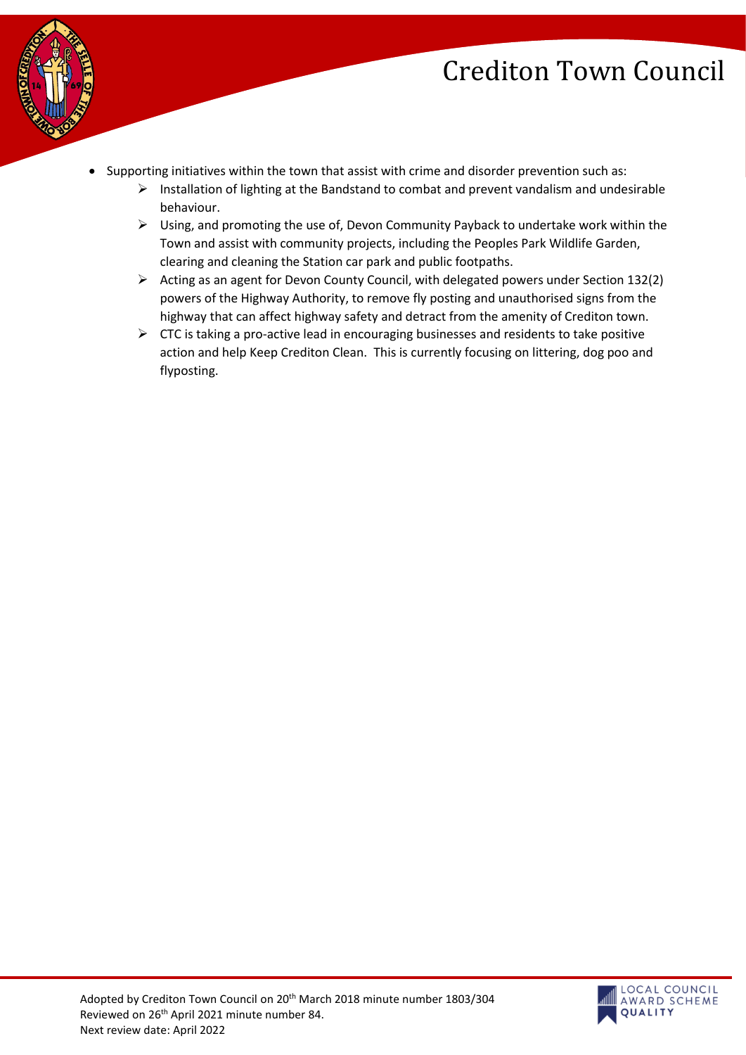- Supporting initiatives within the town that assist with crime and disorder prevention such as:
  - Installation of lighting at the Bandstand to combat and prevent vandalism and undesirable behaviour.
  - Using, and promoting the use of, Devon Community Payback to undertake work within the Town and assist with community projects, including the Peoples Park Wildlife Garden, clearing and cleaning the Station car park and public footpaths.
  - Acting as an agent for Devon County Council, with delegated powers under Section 132(2) powers of the Highway Authority, to remove fly posting and unauthorised signs from the highway that can affect highway safety and detract from the amenity of Crediton town.
  - CTC is taking a pro-active lead in encouraging businesses and residents to take positive action and help Keep Crediton Clean. This is currently focusing on littering, dog poo and flyposting.

Adopted by Crediton Town Council on 20th March 2018 minute number 1803/304
Reviewed on 26th April 2021 minute number 84.
Next review date: April 2022